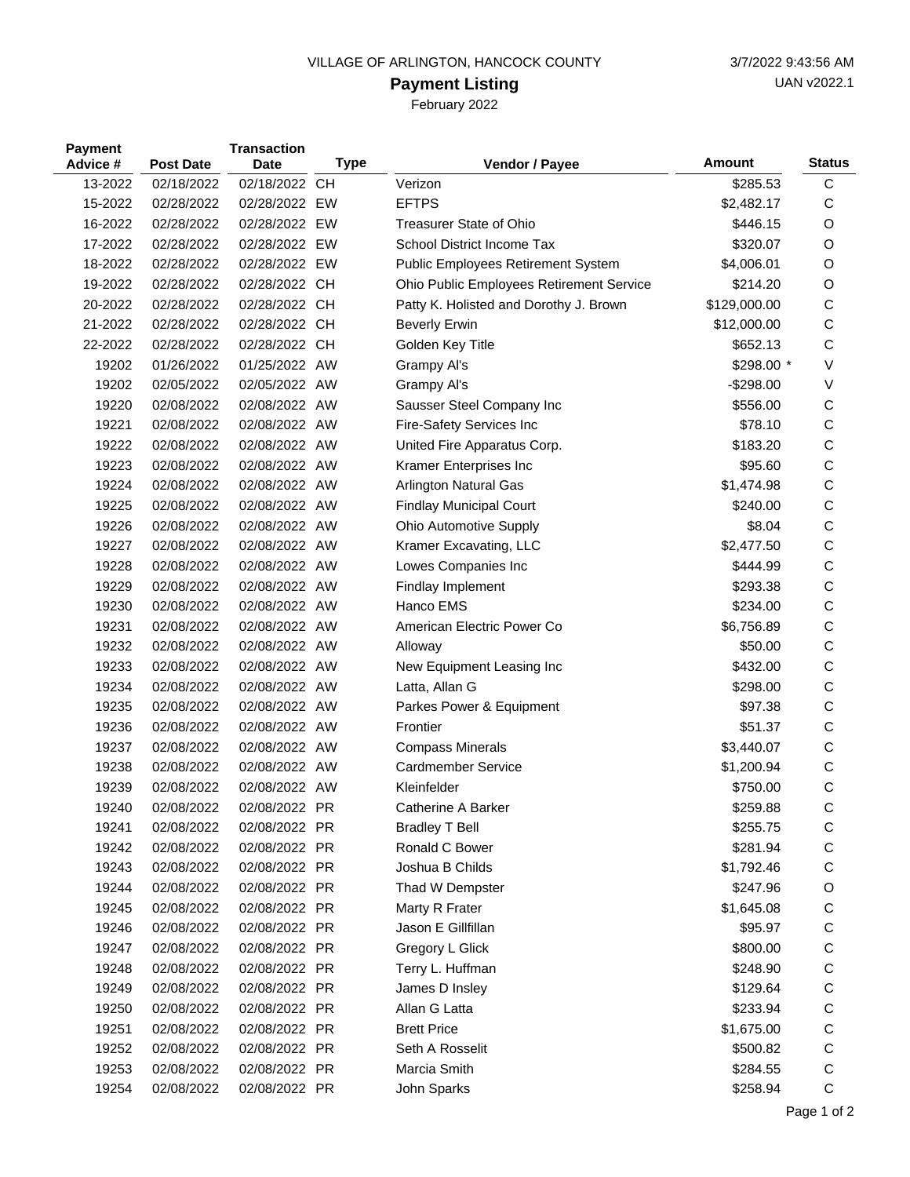VILLAGE OF ARLINGTON, HANCOCK COUNTY

3/7/2022 9:43:56 AM

UAN v2022.1

# Payment Listing

February 2022

| Payment Advice # | Post Date | Transaction Date | Type | Vendor / Payee | Amount | Status |
|---|---|---|---|---|---|---|
| 13-2022 | 02/18/2022 | 02/18/2022 | CH | Verizon | $285.53 | C |
| 15-2022 | 02/28/2022 | 02/28/2022 | EW | EFTPS | $2,482.17 | C |
| 16-2022 | 02/28/2022 | 02/28/2022 | EW | Treasurer State of Ohio | $446.15 | O |
| 17-2022 | 02/28/2022 | 02/28/2022 | EW | School District Income Tax | $320.07 | O |
| 18-2022 | 02/28/2022 | 02/28/2022 | EW | Public Employees Retirement System | $4,006.01 | O |
| 19-2022 | 02/28/2022 | 02/28/2022 | CH | Ohio Public Employees Retirement Service | $214.20 | O |
| 20-2022 | 02/28/2022 | 02/28/2022 | CH | Patty K. Holisted and Dorothy J. Brown | $129,000.00 | C |
| 21-2022 | 02/28/2022 | 02/28/2022 | CH | Beverly Erwin | $12,000.00 | C |
| 22-2022 | 02/28/2022 | 02/28/2022 | CH | Golden Key Title | $652.13 | C |
| 19202 | 01/26/2022 | 01/25/2022 | AW | Grampy Al's | $298.00 * | V |
| 19202 | 02/05/2022 | 02/05/2022 | AW | Grampy Al's | -$298.00 | V |
| 19220 | 02/08/2022 | 02/08/2022 | AW | Sausser Steel Company Inc | $556.00 | C |
| 19221 | 02/08/2022 | 02/08/2022 | AW | Fire-Safety Services Inc | $78.10 | C |
| 19222 | 02/08/2022 | 02/08/2022 | AW | United Fire Apparatus Corp. | $183.20 | C |
| 19223 | 02/08/2022 | 02/08/2022 | AW | Kramer Enterprises Inc | $95.60 | C |
| 19224 | 02/08/2022 | 02/08/2022 | AW | Arlington Natural Gas | $1,474.98 | C |
| 19225 | 02/08/2022 | 02/08/2022 | AW | Findlay Municipal Court | $240.00 | C |
| 19226 | 02/08/2022 | 02/08/2022 | AW | Ohio Automotive Supply | $8.04 | C |
| 19227 | 02/08/2022 | 02/08/2022 | AW | Kramer Excavating, LLC | $2,477.50 | C |
| 19228 | 02/08/2022 | 02/08/2022 | AW | Lowes Companies Inc | $444.99 | C |
| 19229 | 02/08/2022 | 02/08/2022 | AW | Findlay Implement | $293.38 | C |
| 19230 | 02/08/2022 | 02/08/2022 | AW | Hanco EMS | $234.00 | C |
| 19231 | 02/08/2022 | 02/08/2022 | AW | American Electric Power Co | $6,756.89 | C |
| 19232 | 02/08/2022 | 02/08/2022 | AW | Alloway | $50.00 | C |
| 19233 | 02/08/2022 | 02/08/2022 | AW | New Equipment Leasing Inc | $432.00 | C |
| 19234 | 02/08/2022 | 02/08/2022 | AW | Latta, Allan G | $298.00 | C |
| 19235 | 02/08/2022 | 02/08/2022 | AW | Parkes Power & Equipment | $97.38 | C |
| 19236 | 02/08/2022 | 02/08/2022 | AW | Frontier | $51.37 | C |
| 19237 | 02/08/2022 | 02/08/2022 | AW | Compass Minerals | $3,440.07 | C |
| 19238 | 02/08/2022 | 02/08/2022 | AW | Cardmember Service | $1,200.94 | C |
| 19239 | 02/08/2022 | 02/08/2022 | AW | Kleinfelder | $750.00 | C |
| 19240 | 02/08/2022 | 02/08/2022 | PR | Catherine A Barker | $259.88 | C |
| 19241 | 02/08/2022 | 02/08/2022 | PR | Bradley T Bell | $255.75 | C |
| 19242 | 02/08/2022 | 02/08/2022 | PR | Ronald C Bower | $281.94 | C |
| 19243 | 02/08/2022 | 02/08/2022 | PR | Joshua B Childs | $1,792.46 | C |
| 19244 | 02/08/2022 | 02/08/2022 | PR | Thad W Dempster | $247.96 | O |
| 19245 | 02/08/2022 | 02/08/2022 | PR | Marty R Frater | $1,645.08 | C |
| 19246 | 02/08/2022 | 02/08/2022 | PR | Jason E Gillfillan | $95.97 | C |
| 19247 | 02/08/2022 | 02/08/2022 | PR | Gregory L Glick | $800.00 | C |
| 19248 | 02/08/2022 | 02/08/2022 | PR | Terry L. Huffman | $248.90 | C |
| 19249 | 02/08/2022 | 02/08/2022 | PR | James D Insley | $129.64 | C |
| 19250 | 02/08/2022 | 02/08/2022 | PR | Allan G Latta | $233.94 | C |
| 19251 | 02/08/2022 | 02/08/2022 | PR | Brett Price | $1,675.00 | C |
| 19252 | 02/08/2022 | 02/08/2022 | PR | Seth A Rosselit | $500.82 | C |
| 19253 | 02/08/2022 | 02/08/2022 | PR | Marcia Smith | $284.55 | C |
| 19254 | 02/08/2022 | 02/08/2022 | PR | John Sparks | $258.94 | C |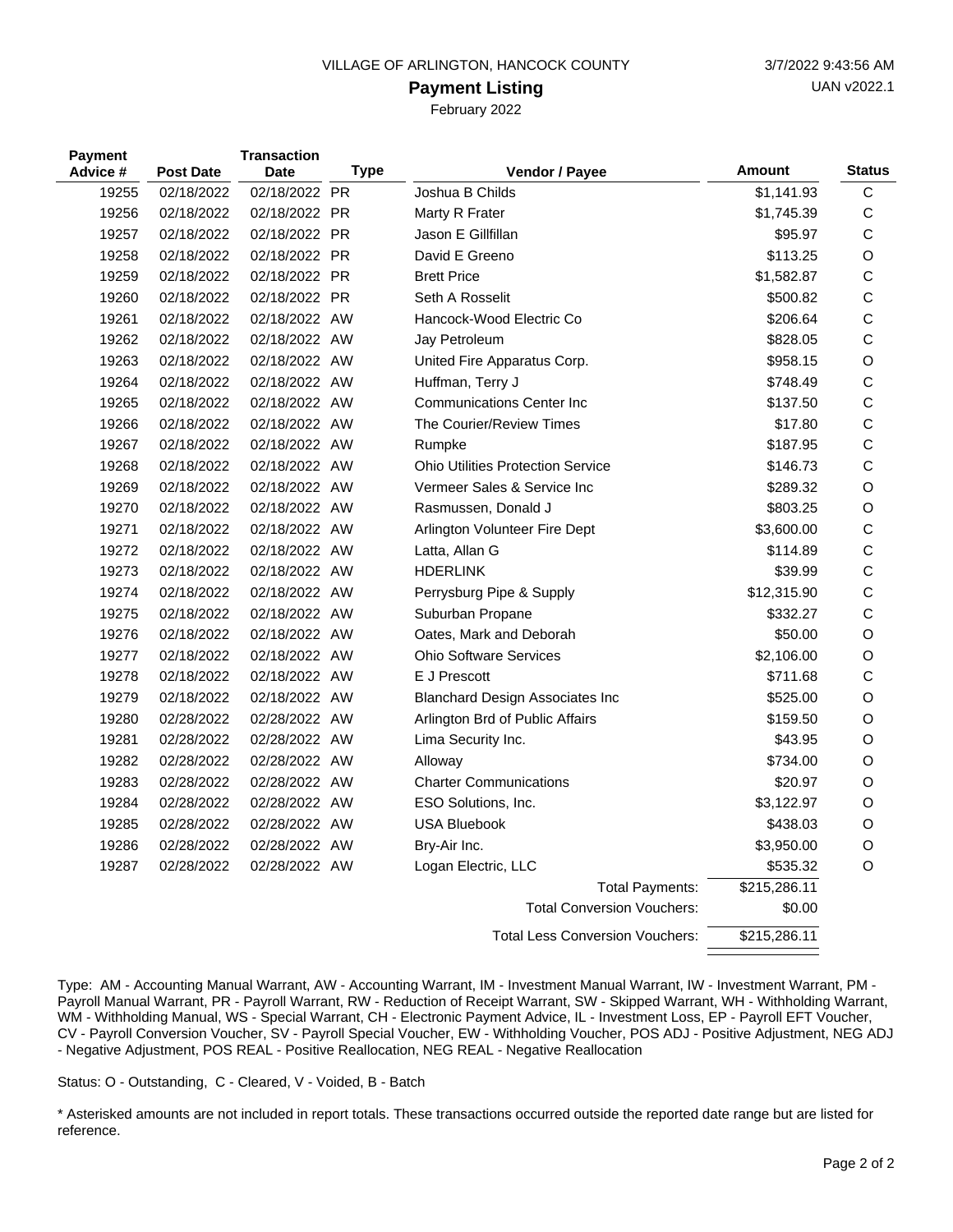VILLAGE OF ARLINGTON, HANCOCK COUNTY

3/7/2022 9:43:56 AM

UAN v2022.1

## Payment Listing

February 2022

| Payment Advice # | Post Date | Transaction Date | Type | Vendor / Payee | Amount | Status |
|---|---|---|---|---|---|---|
| 19255 | 02/18/2022 | 02/18/2022 | PR | Joshua B Childs | $1,141.93 | C |
| 19256 | 02/18/2022 | 02/18/2022 | PR | Marty R Frater | $1,745.39 | C |
| 19257 | 02/18/2022 | 02/18/2022 | PR | Jason E Gillfillan | $95.97 | C |
| 19258 | 02/18/2022 | 02/18/2022 | PR | David E Greeno | $113.25 | O |
| 19259 | 02/18/2022 | 02/18/2022 | PR | Brett Price | $1,582.87 | C |
| 19260 | 02/18/2022 | 02/18/2022 | PR | Seth A Rosselit | $500.82 | C |
| 19261 | 02/18/2022 | 02/18/2022 | AW | Hancock-Wood Electric Co | $206.64 | C |
| 19262 | 02/18/2022 | 02/18/2022 | AW | Jay Petroleum | $828.05 | C |
| 19263 | 02/18/2022 | 02/18/2022 | AW | United Fire Apparatus Corp. | $958.15 | O |
| 19264 | 02/18/2022 | 02/18/2022 | AW | Huffman, Terry J | $748.49 | C |
| 19265 | 02/18/2022 | 02/18/2022 | AW | Communications Center Inc | $137.50 | C |
| 19266 | 02/18/2022 | 02/18/2022 | AW | The Courier/Review Times | $17.80 | C |
| 19267 | 02/18/2022 | 02/18/2022 | AW | Rumpke | $187.95 | C |
| 19268 | 02/18/2022 | 02/18/2022 | AW | Ohio Utilities Protection Service | $146.73 | C |
| 19269 | 02/18/2022 | 02/18/2022 | AW | Vermeer Sales & Service Inc | $289.32 | O |
| 19270 | 02/18/2022 | 02/18/2022 | AW | Rasmussen, Donald J | $803.25 | O |
| 19271 | 02/18/2022 | 02/18/2022 | AW | Arlington Volunteer Fire Dept | $3,600.00 | C |
| 19272 | 02/18/2022 | 02/18/2022 | AW | Latta, Allan G | $114.89 | C |
| 19273 | 02/18/2022 | 02/18/2022 | AW | HDERLINK | $39.99 | C |
| 19274 | 02/18/2022 | 02/18/2022 | AW | Perrysburg Pipe & Supply | $12,315.90 | C |
| 19275 | 02/18/2022 | 02/18/2022 | AW | Suburban Propane | $332.27 | C |
| 19276 | 02/18/2022 | 02/18/2022 | AW | Oates, Mark and Deborah | $50.00 | O |
| 19277 | 02/18/2022 | 02/18/2022 | AW | Ohio Software Services | $2,106.00 | O |
| 19278 | 02/18/2022 | 02/18/2022 | AW | E J Prescott | $711.68 | C |
| 19279 | 02/18/2022 | 02/18/2022 | AW | Blanchard Design Associates Inc | $525.00 | O |
| 19280 | 02/28/2022 | 02/28/2022 | AW | Arlington Brd of Public Affairs | $159.50 | O |
| 19281 | 02/28/2022 | 02/28/2022 | AW | Lima Security Inc. | $43.95 | O |
| 19282 | 02/28/2022 | 02/28/2022 | AW | Alloway | $734.00 | O |
| 19283 | 02/28/2022 | 02/28/2022 | AW | Charter Communications | $20.97 | O |
| 19284 | 02/28/2022 | 02/28/2022 | AW | ESO Solutions, Inc. | $3,122.97 | O |
| 19285 | 02/28/2022 | 02/28/2022 | AW | USA Bluebook | $438.03 | O |
| 19286 | 02/28/2022 | 02/28/2022 | AW | Bry-Air Inc. | $3,950.00 | O |
| 19287 | 02/28/2022 | 02/28/2022 | AW | Logan Electric, LLC | $535.32 | O |
| | | | | Total Payments: | $215,286.11 | |
| | | | | Total Conversion Vouchers: | $0.00 | |
| | | | | Total Less Conversion Vouchers: | $215,286.11 | |

Type: AM - Accounting Manual Warrant, AW - Accounting Warrant, IM - Investment Manual Warrant, IW - Investment Warrant, PM - Payroll Manual Warrant, PR - Payroll Warrant, RW - Reduction of Receipt Warrant, SW - Skipped Warrant, WH - Withholding Warrant, WM - Withholding Manual, WS - Special Warrant, CH - Electronic Payment Advice, IL - Investment Loss, EP - Payroll EFT Voucher, CV - Payroll Conversion Voucher, SV - Payroll Special Voucher, EW - Withholding Voucher, POS ADJ - Positive Adjustment, NEG ADJ - Negative Adjustment, POS REAL - Positive Reallocation, NEG REAL - Negative Reallocation

Status: O - Outstanding, C - Cleared, V - Voided, B - Batch

* Asterisked amounts are not included in report totals. These transactions occurred outside the reported date range but are listed for reference.